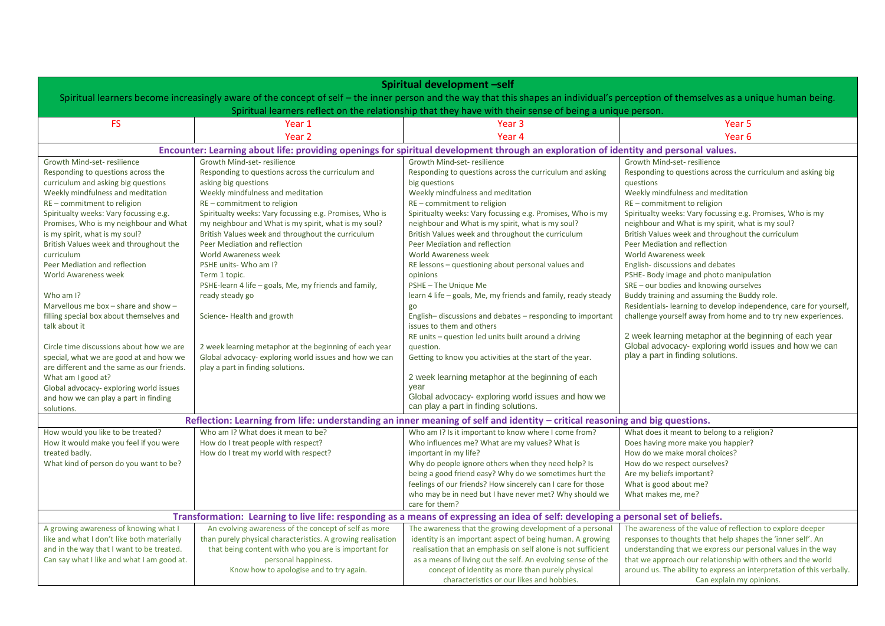| **Spiritual development –self**<br>Spiritual learners become increasingly aware of the concept of self – the inner person and the way that this shapes an individual's perception of themselves as a unique human being.<br>Spiritual learners reflect on the relationship that they have with their sense of being a unique person. | | | |
|---|---|---|---|
| FS | Year 1<br>Year 2 | Year 3<br>Year 4 | Year 5<br>Year 6 |
| **Encounter: Learning about life: providing openings for spiritual development through an exploration of identity and personal values.** | | | |
| Growth Mind-set- resilience<br>Responding to questions across the curriculum and asking big questions<br>Weekly mindfulness and meditation<br>RE – commitment to religion<br>Spiritualty weeks: Vary focussing e.g. Promises, Who is my neighbour and What is my spirit, what is my soul?<br>British Values week and throughout the curriculum<br>Peer Mediation and reflection<br>World Awareness week<br><br>Who am I?<br>Marvellous me box – share and show – filling special box about themselves and talk about it<br><br>Circle time discussions about how we are special, what we are good at and how we are different and the same as our friends.<br>What am I good at?<br>Global advocacy- exploring world issues and how we can play a part in finding solutions. | Growth Mind-set- resilience<br>Responding to questions across the curriculum and asking big questions<br>Weekly mindfulness and meditation<br>RE – commitment to religion<br>Spiritualty weeks: Vary focussing e.g. Promises, Who is my neighbour and What is my spirit, what is my soul?<br>British Values week and throughout the curriculum<br>Peer Mediation and reflection<br>World Awareness week<br>PSHE units- Who am I?<br>Term 1 topic.<br>PSHE-learn 4 life – goals, Me, my friends and family, ready steady go<br><br>Science- Health and growth<br><br>2 week learning metaphor at the beginning of each year<br>Global advocacy- exploring world issues and how we can play a part in finding solutions. | Growth Mind-set- resilience<br>Responding to questions across the curriculum and asking big questions<br>Weekly mindfulness and meditation<br>RE – commitment to religion<br>Spiritualty weeks: Vary focussing e.g. Promises, Who is my neighbour and What is my spirit, what is my soul?<br>British Values week and throughout the curriculum<br>Peer Mediation and reflection<br>World Awareness week<br>RE lessons – questioning about personal values and opinions<br>PSHE – The Unique Me<br>learn 4 life – goals, Me, my friends and family, ready steady go<br>English– discussions and debates – responding to important issues to them and others<br>RE units – question led units built around a driving question.<br>Getting to know you activities at the start of the year.<br><br>2 week learning metaphor at the beginning of each year<br>Global advocacy- exploring world issues and how we can play a part in finding solutions. | Growth Mind-set- resilience<br>Responding to questions across the curriculum and asking big questions<br>Weekly mindfulness and meditation<br>RE – commitment to religion<br>Spiritualty weeks: Vary focussing e.g. Promises, Who is my neighbour and What is my spirit, what is my soul?<br>British Values week and throughout the curriculum<br>Peer Mediation and reflection<br>World Awareness week<br>English- discussions and debates<br>PSHE- Body image and photo manipulation<br>SRE – our bodies and knowing ourselves<br>Buddy training and assuming the Buddy role.<br>Residentials- learning to develop independence, care for yourself, challenge yourself away from home and to try new experiences.<br><br>2 week learning metaphor at the beginning of each year<br>Global advocacy- exploring world issues and how we can play a part in finding solutions. |
| **Reflection: Learning from life: understanding an inner meaning of self and identity – critical reasoning and big questions.** | | | |
| How would you like to be treated?<br>How it would make you feel if you were treated badly.<br>What kind of person do you want to be? | Who am I? What does it mean to be?<br>How do I treat people with respect?<br>How do I treat my world with respect? | Who am I? Is it important to know where I come from?<br>Who influences me? What are my values? What is important in my life?<br>Why do people ignore others when they need help? Is being a good friend easy? Why do we sometimes hurt the feelings of our friends? How sincerely can I care for those who may be in need but I have never met? Why should we care for them? | What does it meant to belong to a religion?<br>Does having more make you happier?<br>How do we make moral choices?<br>How do we respect ourselves?<br>Are my beliefs important?<br>What is good about me?<br>What makes me, me? |
| **Transformation: Learning to live life: responding as a means of expressing an idea of self: developing a personal set of beliefs.** | | | |
| A growing awareness of knowing what I like and what I don't like both materially and in the way that I want to be treated.<br>Can say what I like and what I am good at. | An evolving awareness of the concept of self as more than purely physical characteristics. A growing realisation that being content with who you are is important for personal happiness.<br>Know how to apologise and to try again. | The awareness that the growing development of a personal identity is an important aspect of being human. A growing realisation that an emphasis on self alone is not sufficient as a means of living out the self. An evolving sense of the concept of identity as more than purely physical characteristics or our likes and hobbies. | The awareness of the value of reflection to explore deeper responses to thoughts that help shapes the 'inner self'. An understanding that we express our personal values in the way that we approach our relationship with others and the world around us. The ability to express an interpretation of this verbally.<br>Can explain my opinions. |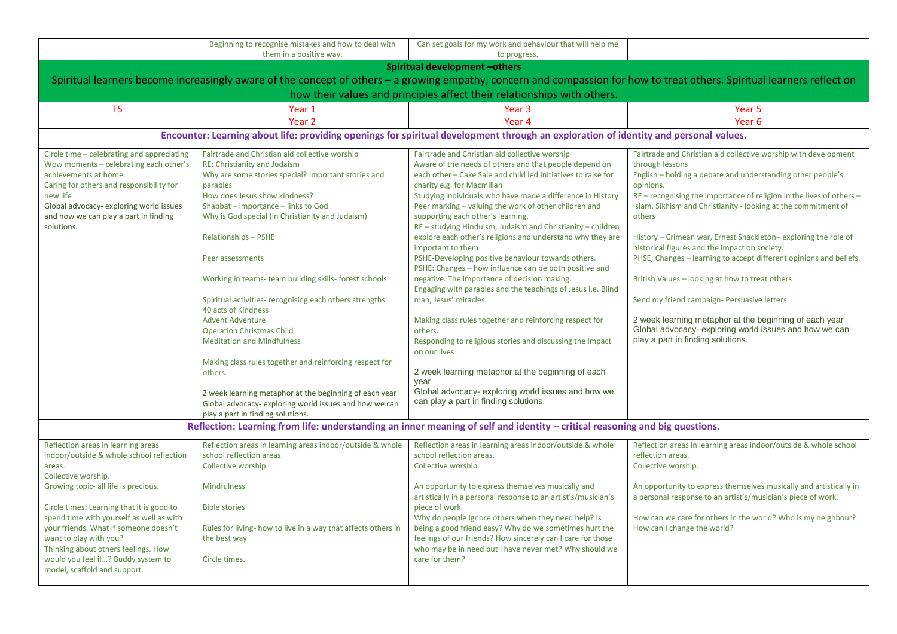| | Beginning to recognise mistakes and how to deal with them in a positive way. | Can set goals for my work and behaviour that will help me to progress. | |
|---|---|---|---|

## Spiritual development –others

Spiritual learners become increasingly aware of the concept of others – a growing empathy, concern and compassion for how to treat others. Spiritual learners reflect on how their values and principles affect their relationships with others.

| FS | Year 1<br>Year 2 | Year 3<br>Year 4 | Year 5<br>Year 6 |
|---|---|---|---|
| **Encounter: Learning about life: providing openings for spiritual development through an exploration of identity and personal values.** | | | |
| Circle time – celebrating and appreciating<br>Wow moments – celebrating each other's achievements at home.<br>Caring for others and responsibility for new life<br>Global advocacy- exploring world issues and how we can play a part in finding solutions. | Fairtrade and Christian aid collective worship<br>RE: Christianity and Judaism<br>Why are some stories special? Important stories and parables<br>How does Jesus show kindness?<br>Shabbat – importance – links to God<br>Why is God special (in Christianity and Judaism)<br><br>Relationships – PSHE<br><br>Peer assessments<br><br>Working in teams- team building skills- forest schools<br><br>Spiritual activities- recognising each others strengths<br>40 acts of Kindness<br>Advent Adventure<br>Operation Christmas Child<br>Meditation and Mindfulness<br><br>Making class rules together and reinforcing respect for others.<br><br>2 week learning metaphor at the beginning of each year<br>Global advocacy- exploring world issues and how we can play a part in finding solutions. | Fairtrade and Christian aid collective worship<br>Aware of the needs of others and that people depend on each other – Cake Sale and child led initiatives to raise for charity e.g. for Macmillan<br>Studying individuals who have made a difference in History<br>Peer marking – valuing the work of other children and supporting each other's learning.<br>RE – studying Hinduism, Judaism and Christianity – children explore each other's religions and understand why they are important to them.<br>PSHE-Developing positive behaviour towards others.<br>PSHE: Changes – how influence can be both positive and negative. The importance of decision making.<br>Engaging with parables and the teachings of Jesus i.e. Blind man, Jesus' miracles<br><br>Making class rules together and reinforcing respect for others.<br>Responding to religious stories and discussing the impact on our lives<br><br>2 week learning metaphor at the beginning of each year<br>Global advocacy- exploring world issues and how we can play a part in finding solutions. | Fairtrade and Christian aid collective worship with development through lessons<br>English – holding a debate and understanding other people's opinions.<br>RE – recognising the importance of religion in the lives of others – Islam, Sikhism and Christianity - looking at the commitment of others<br><br>History – Crimean war, Ernest Shackleton– exploring the role of historical figures and the impact on society.<br>PHSE; Changes – learning to accept different opinions and beliefs.<br><br>British Values – looking at how to treat others<br><br>Send my friend campaign- Persuasive letters<br><br>2 week learning metaphor at the beginning of each year<br>Global advocacy- exploring world issues and how we can play a part in finding solutions. |
| **Reflection: Learning from life: understanding an inner meaning of self and identity – critical reasoning and big questions.** | | | |
| Reflection areas in learning areas indoor/outside & whole school reflection areas.<br>Collective worship.<br>Growing topic- all life is precious.<br><br>Circle times: Learning that it is good to spend time with yourself as well as with your friends. What if someone doesn't want to play with you?<br>Thinking about others feelings. How would you feel if…? Buddy system to model, scaffold and support. | Reflection areas in learning areas indoor/outside & whole school reflection areas.<br>Collective worship.<br><br>Mindfulness<br><br>Bible stories<br><br>Rules for living- how to live in a way that affects others in the best way<br><br>Circle times. | Reflection areas in learning areas indoor/outside & whole school reflection areas.<br>Collective worship.<br><br>An opportunity to express themselves musically and artistically in a personal response to an artist's/musician's piece of work.<br>Why do people ignore others when they need help? Is being a good friend easy? Why do we sometimes hurt the feelings of our friends? How sincerely can I care for those who may be in need but I have never met? Why should we care for them? | Reflection areas in learning areas indoor/outside & whole school reflection areas.<br>Collective worship.<br><br>An opportunity to express themselves musically and artistically in a personal response to an artist's/musician's piece of work.<br><br>How can we care for others in the world? Who is my neighbour? How can I change the world? |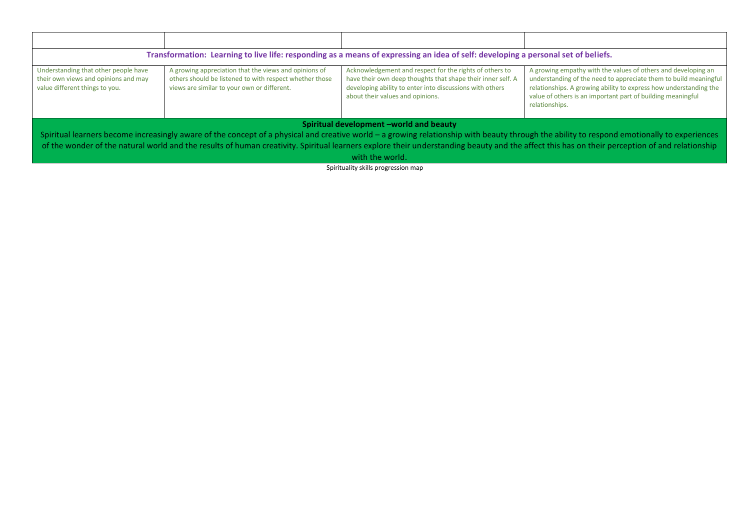| | | | |
|---|---|---|---|
| **Transformation: Learning to live life: responding as a means of expressing an idea of self: developing a personal set of beliefs.** | | | |
| Understanding that other people have their own views and opinions and may value different things to you. | A growing appreciation that the views and opinions of others should be listened to with respect whether those views are similar to your own or different. | Acknowledgement and respect for the rights of others to have their own deep thoughts that shape their inner self. A developing ability to enter into discussions with others about their values and opinions. | A growing empathy with the values of others and developing an understanding of the need to appreciate them to build meaningful relationships. A growing ability to express how understanding the value of others is an important part of building meaningful relationships. |
| **Spiritual development –world and beauty** | | | |
| Spiritual learners become increasingly aware of the concept of a physical and creative world – a growing relationship with beauty through the ability to respond emotionally to experiences of the wonder of the natural world and the results of human creativity. Spiritual learners explore their understanding beauty and the affect this has on their perception of and relationship with the world. | | | |

Spirituality skills progression map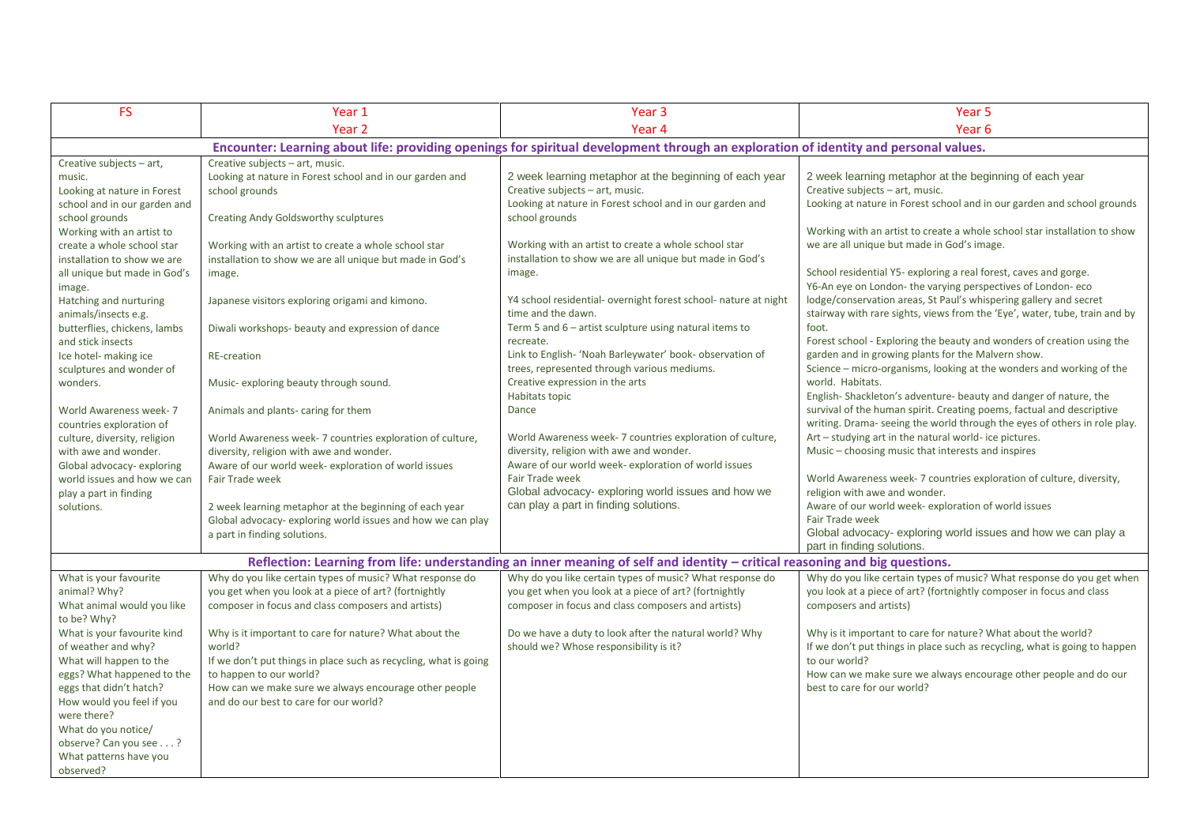| FS | Year 1<br>Year 2 | Year 3<br>Year 4 | Year 5<br>Year 6 |
|---|---|---|---|
| **Encounter: Learning about life: providing openings for spiritual development through an exploration of identity and personal values.** | | | |
| Creative subjects – art, music.<br>Looking at nature in Forest school and in our garden and school grounds<br>Working with an artist to create a whole school star installation to show we are all unique but made in God's image.<br>Hatching and nurturing animals/insects e.g. butterflies, chickens, lambs and stick insects<br>Ice hotel- making ice sculptures and wonder of wonders.<br><br>World Awareness week- 7 countries exploration of culture, diversity, religion with awe and wonder.<br>Global advocacy- exploring world issues and how we can play a part in finding solutions. | Creative subjects – art, music.<br>Looking at nature in Forest school and in our garden and school grounds<br><br>Creating Andy Goldsworthy sculptures<br><br>Working with an artist to create a whole school star installation to show we are all unique but made in God's image.<br><br>Japanese visitors exploring origami and kimono.<br><br>Diwali workshops- beauty and expression of dance<br><br>RE-creation<br><br>Music- exploring beauty through sound.<br><br>Animals and plants- caring for them<br><br>World Awareness week- 7 countries exploration of culture, diversity, religion with awe and wonder.<br>Aware of our world week- exploration of world issues<br>Fair Trade week<br><br>2 week learning metaphor at the beginning of each year<br>Global advocacy- exploring world issues and how we can play a part in finding solutions. | 2 week learning metaphor at the beginning of each year<br>Creative subjects – art, music.<br>Looking at nature in Forest school and in our garden and school grounds<br><br>Working with an artist to create a whole school star installation to show we are all unique but made in God's image.<br><br>Y4 school residential- overnight forest school- nature at night time and the dawn.<br>Term 5 and 6 – artist sculpture using natural items to recreate.<br>Link to English- 'Noah Barleywater' book- observation of trees, represented through various mediums.<br>Creative expression in the arts<br>Habitats topic<br>Dance<br><br>World Awareness week- 7 countries exploration of culture, diversity, religion with awe and wonder.<br>Aware of our world week- exploration of world issues<br>Fair Trade week<br>Global advocacy- exploring world issues and how we can play a part in finding solutions. | 2 week learning metaphor at the beginning of each year<br>Creative subjects – art, music.<br>Looking at nature in Forest school and in our garden and school grounds<br><br>Working with an artist to create a whole school star installation to show we are all unique but made in God's image.<br><br>School residential Y5- exploring a real forest, caves and gorge.<br>Y6-An eye on London- the varying perspectives of London- eco lodge/conservation areas, St Paul's whispering gallery and secret stairway with rare sights, views from the 'Eye', water, tube, train and by foot.<br>Forest school - Exploring the beauty and wonders of creation using the garden and in growing plants for the Malvern show.<br>Science – micro-organisms, looking at the wonders and working of the world. Habitats.<br>English- Shackleton's adventure- beauty and danger of nature, the survival of the human spirit. Creating poems, factual and descriptive writing. Drama- seeing the world through the eyes of others in role play.<br>Art – studying art in the natural world- ice pictures.<br>Music – choosing music that interests and inspires<br><br>World Awareness week- 7 countries exploration of culture, diversity, religion with awe and wonder.<br>Aware of our world week- exploration of world issues<br>Fair Trade week<br>Global advocacy- exploring world issues and how we can play a part in finding solutions. |
| **Reflection: Learning from life: understanding an inner meaning of self and identity – critical reasoning and big questions.** | | | |
| What is your favourite animal? Why?<br>What animal would you like to be? Why?<br>What is your favourite kind of weather and why?<br>What will happen to the eggs? What happened to the eggs that didn't hatch?<br>How would you feel if you were there?<br>What do you notice/ observe? Can you see . . . ?<br>What patterns have you observed? | Why do you like certain types of music? What response do you get when you look at a piece of art? (fortnightly composer in focus and class composers and artists)<br><br>Why is it important to care for nature? What about the world?<br>If we don't put things in place such as recycling, what is going to happen to our world?<br>How can we make sure we always encourage other people and do our best to care for our world? | Why do you like certain types of music? What response do you get when you look at a piece of art? (fortnightly composer in focus and class composers and artists)<br><br>Do we have a duty to look after the natural world? Why should we? Whose responsibility is it? | Why do you like certain types of music? What response do you get when you look at a piece of art? (fortnightly composer in focus and class composers and artists)<br><br>Why is it important to care for nature? What about the world?<br>If we don't put things in place such as recycling, what is going to happen to our world?<br>How can we make sure we always encourage other people and do our best to care for our world? |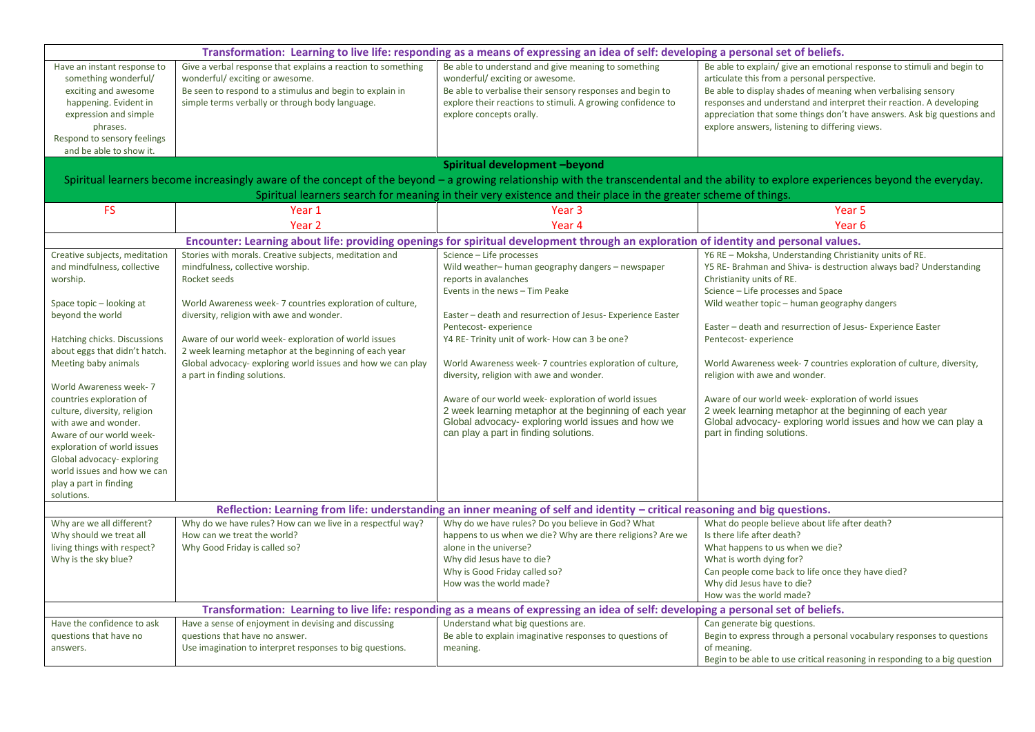| | | | |
|---|---|---|---|
| **Transformation: Learning to live life: responding as a means of expressing an idea of self: developing a personal set of beliefs.** | | | |
| Have an instant response to something wonderful/ exciting and awesome happening. Evident in expression and simple phrases.<br>Respond to sensory feelings and be able to show it. | Give a verbal response that explains a reaction to something wonderful/ exciting or awesome.<br>Be seen to respond to a stimulus and begin to explain in simple terms verbally or through body language. | Be able to understand and give meaning to something wonderful/ exciting or awesome.<br>Be able to verbalise their sensory responses and begin to explore their reactions to stimuli. A growing confidence to explore concepts orally. | Be able to explain/ give an emotional response to stimuli and begin to articulate this from a personal perspective.<br>Be able to display shades of meaning when verbalising sensory responses and understand and interpret their reaction. A developing appreciation that some things don't have answers. Ask big questions and explore answers, listening to differing views. |
| **Spiritual development –beyond**<br>Spiritual learners become increasingly aware of the concept of the beyond – a growing relationship with the transcendental and the ability to explore experiences beyond the everyday. Spiritual learners search for meaning in their very existence and their place in the greater scheme of things. | | | |
| FS | Year 1<br>Year 2 | Year 3<br>Year 4 | Year 5<br>Year 6 |
| **Encounter: Learning about life: providing openings for spiritual development through an exploration of identity and personal values.** | | | |
| Creative subjects, meditation and mindfulness, collective worship.<br><br>Space topic – looking at beyond the world<br><br>Hatching chicks. Discussions about eggs that didn't hatch. Meeting baby animals<br><br>World Awareness week- 7 countries exploration of culture, diversity, religion with awe and wonder.<br>Aware of our world week- exploration of world issues<br>Global advocacy- exploring world issues and how we can play a part in finding solutions. | Stories with morals. Creative subjects, meditation and mindfulness, collective worship.<br>Rocket seeds<br><br>World Awareness week- 7 countries exploration of culture, diversity, religion with awe and wonder.<br><br>Aware of our world week- exploration of world issues<br>2 week learning metaphor at the beginning of each year<br>Global advocacy- exploring world issues and how we can play a part in finding solutions. | Science – Life processes<br>Wild weather– human geography dangers – newspaper reports in avalanches<br>Events in the news – Tim Peake<br><br>Easter – death and resurrection of Jesus- Experience Easter<br>Pentecost- experience<br>Y4 RE- Trinity unit of work- How can 3 be one?<br><br>World Awareness week- 7 countries exploration of culture, diversity, religion with awe and wonder.<br><br>Aware of our world week- exploration of world issues<br>2 week learning metaphor at the beginning of each year<br>Global advocacy- exploring world issues and how we can play a part in finding solutions. | Y6 RE – Moksha, Understanding Christianity units of RE.<br>Y5 RE- Brahman and Shiva- is destruction always bad? Understanding Christianity units of RE.<br>Science – Life processes and Space<br>Wild weather topic – human geography dangers<br><br>Easter – death and resurrection of Jesus- Experience Easter<br>Pentecost- experience<br><br>World Awareness week- 7 countries exploration of culture, diversity, religion with awe and wonder.<br><br>Aware of our world week- exploration of world issues<br>2 week learning metaphor at the beginning of each year<br>Global advocacy- exploring world issues and how we can play a part in finding solutions. |
| **Reflection: Learning from life: understanding an inner meaning of self and identity – critical reasoning and big questions.** | | | |
| Why are we all different?<br>Why should we treat all living things with respect?<br>Why is the sky blue? | Why do we have rules? How can we live in a respectful way?<br>How can we treat the world?<br>Why Good Friday is called so? | Why do we have rules? Do you believe in God? What happens to us when we die? Why are there religions? Are we alone in the universe?<br>Why did Jesus have to die?<br>Why is Good Friday called so?<br>How was the world made? | What do people believe about life after death?<br>Is there life after death?<br>What happens to us when we die?<br>What is worth dying for?<br>Can people come back to life once they have died?<br>Why did Jesus have to die?<br>How was the world made? |
| **Transformation: Learning to live life: responding as a means of expressing an idea of self: developing a personal set of beliefs.** | | | |
| Have the confidence to ask questions that have no answers. | Have a sense of enjoyment in devising and discussing questions that have no answer.<br>Use imagination to interpret responses to big questions. | Understand what big questions are.<br>Be able to explain imaginative responses to questions of meaning. | Can generate big questions.<br>Begin to express through a personal vocabulary responses to questions of meaning.<br>Begin to be able to use critical reasoning in responding to a big question |